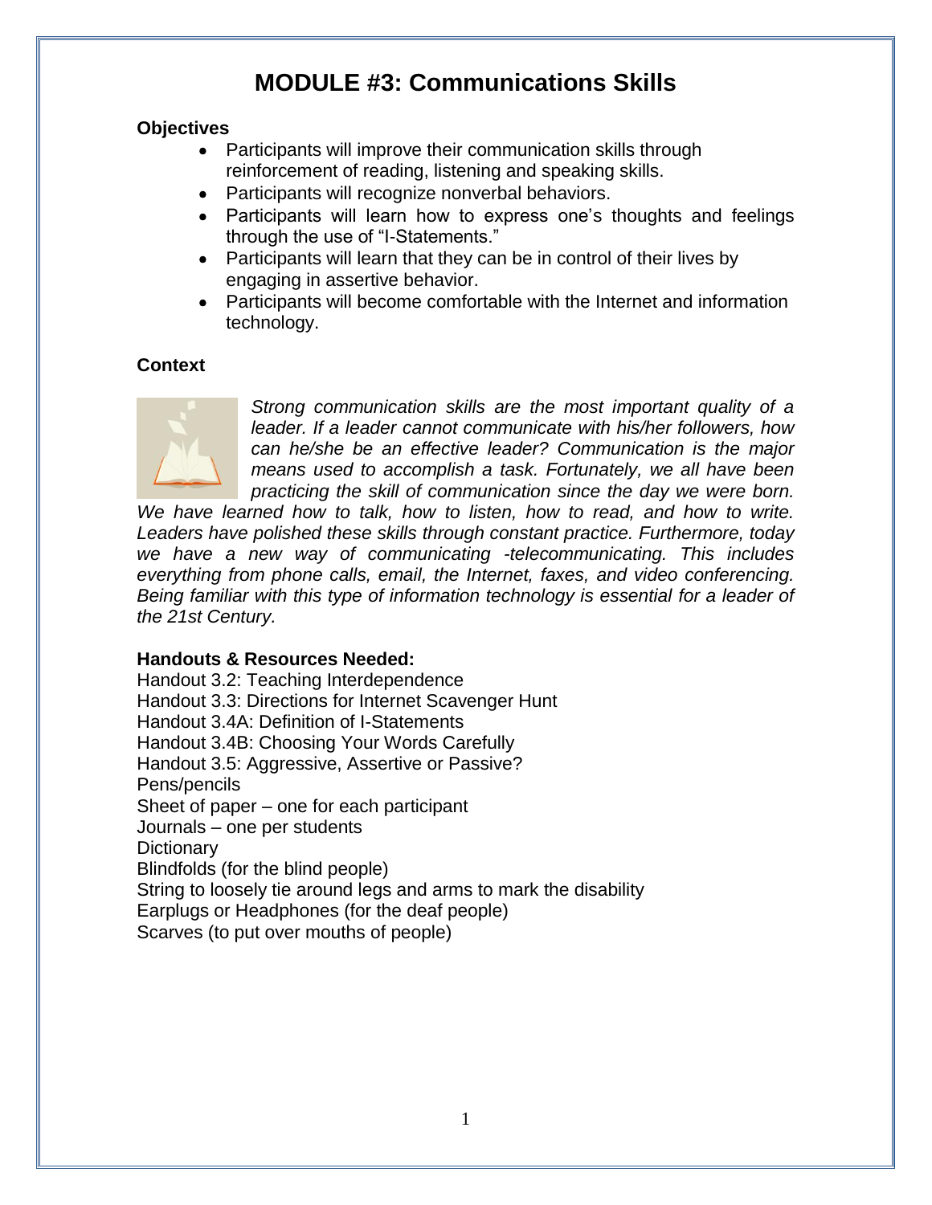# MODULE #3: Communications Skills

**Objectives**

- Participants will improve their communication skills through reinforcement of reading, listening and speaking skills.
- Participants will recognize nonverbal behaviors.
- Participants will learn how to express one's thoughts and feelings through the use of "I-Statements."
- Participants will learn that they can be in control of their lives by engaging in assertive behavior.
- Participants will become comfortable with the Internet and information technology.

**Context**

*Strong communication skills are the most important quality of a leader. If a leader cannot communicate with his/her followers, how can he/she be an effective leader? Communication is the major means used to accomplish a task. Fortunately, we all have been practicing the skill of communication since the day we were born. We have learned how to talk, how to listen, how to read, and how to write. Leaders have polished these skills through constant practice. Furthermore, today we have a new way of communicating -telecommunicating. This includes everything from phone calls, email, the Internet, faxes, and video conferencing. Being familiar with this type of information technology is essential for a leader of the 21st Century.*

**Handouts & Resources Needed:**

Handout 3.2: Teaching Interdependence
Handout 3.3: Directions for Internet Scavenger Hunt
Handout 3.4A: Definition of I-Statements
Handout 3.4B: Choosing Your Words Carefully
Handout 3.5: Aggressive, Assertive or Passive?
Pens/pencils
Sheet of paper – one for each participant
Journals – one per students
Dictionary
Blindfolds (for the blind people)
String to loosely tie around legs and arms to mark the disability
Earplugs or Headphones (for the deaf people)
Scarves (to put over mouths of people)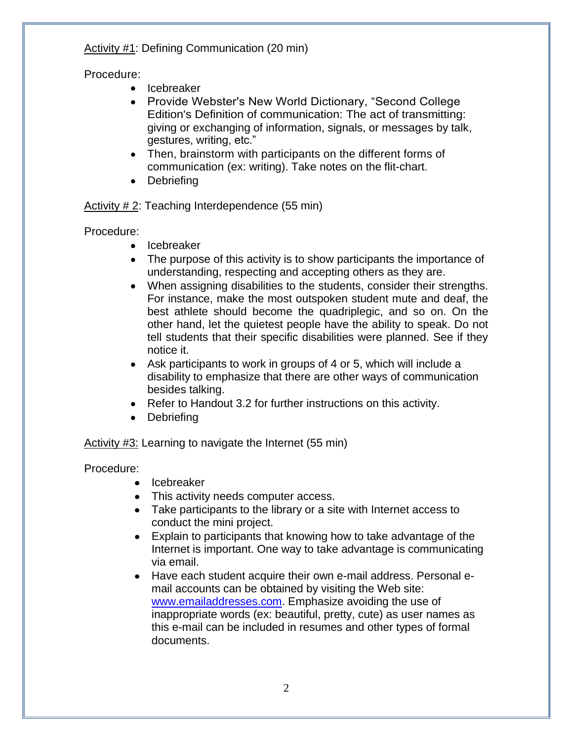<u>Activity #1</u>: Defining Communication (20 min)

Procedure:

- Icebreaker
- Provide Webster's New World Dictionary, "Second College Edition's Definition of communication: The act of transmitting: giving or exchanging of information, signals, or messages by talk, gestures, writing, etc."
- Then, brainstorm with participants on the different forms of communication (ex: writing). Take notes on the flit-chart.
- Debriefing

<u>Activity # 2</u>: Teaching Interdependence (55 min)

Procedure:

- Icebreaker
- The purpose of this activity is to show participants the importance of understanding, respecting and accepting others as they are.
- When assigning disabilities to the students, consider their strengths. For instance, make the most outspoken student mute and deaf, the best athlete should become the quadriplegic, and so on. On the other hand, let the quietest people have the ability to speak. Do not tell students that their specific disabilities were planned. See if they notice it.
- Ask participants to work in groups of 4 or 5, which will include a disability to emphasize that there are other ways of communication besides talking.
- Refer to Handout 3.2 for further instructions on this activity.
- Debriefing

<u>Activity #3:</u> Learning to navigate the Internet (55 min)

Procedure:

- Icebreaker
- This activity needs computer access.
- Take participants to the library or a site with Internet access to conduct the mini project.
- Explain to participants that knowing how to take advantage of the Internet is important. One way to take advantage is communicating via email.
- Have each student acquire their own e-mail address. Personal e-mail accounts can be obtained by visiting the Web site: [www.emailaddresses.com](http://www.emailaddresses.com). Emphasize avoiding the use of inappropriate words (ex: beautiful, pretty, cute) as user names as this e-mail can be included in resumes and other types of formal documents.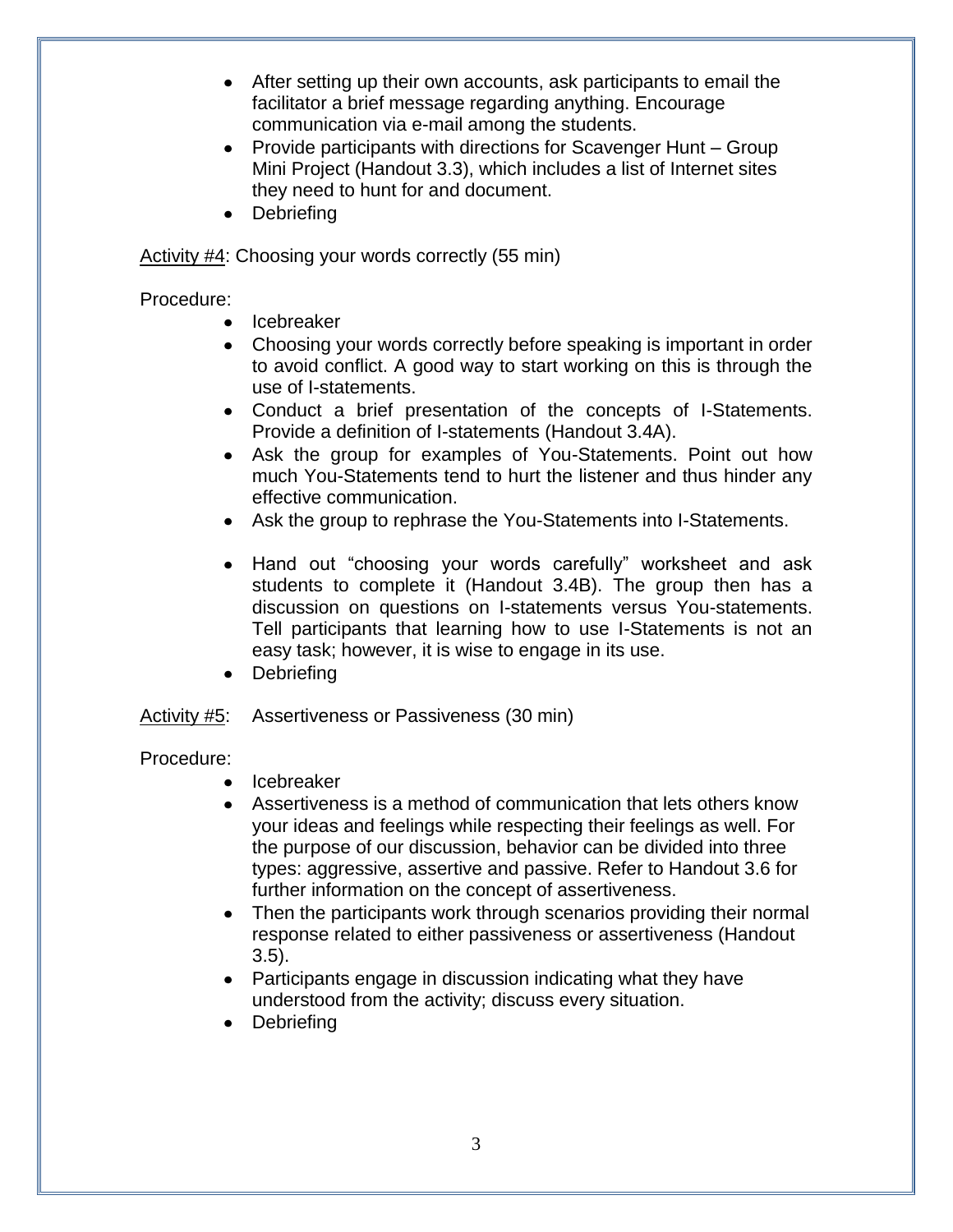- After setting up their own accounts, ask participants to email the facilitator a brief message regarding anything. Encourage communication via e-mail among the students.
- Provide participants with directions for Scavenger Hunt – Group Mini Project (Handout 3.3), which includes a list of Internet sites they need to hunt for and document.
- Debriefing

<u>Activity #4</u>: Choosing your words correctly (55 min)

Procedure:

- Icebreaker
- Choosing your words correctly before speaking is important in order to avoid conflict. A good way to start working on this is through the use of I-statements.
- Conduct a brief presentation of the concepts of I-Statements. Provide a definition of I-statements (Handout 3.4A).
- Ask the group for examples of You-Statements. Point out how much You-Statements tend to hurt the listener and thus hinder any effective communication.
- Ask the group to rephrase the You-Statements into I-Statements.
- Hand out "choosing your words carefully" worksheet and ask students to complete it (Handout 3.4B). The group then has a discussion on questions on I-statements versus You-statements. Tell participants that learning how to use I-Statements is not an easy task; however, it is wise to engage in its use.
- Debriefing

<u>Activity #5</u>: Assertiveness or Passiveness (30 min)

Procedure:

- Icebreaker
- Assertiveness is a method of communication that lets others know your ideas and feelings while respecting their feelings as well. For the purpose of our discussion, behavior can be divided into three types: aggressive, assertive and passive. Refer to Handout 3.6 for further information on the concept of assertiveness.
- Then the participants work through scenarios providing their normal response related to either passiveness or assertiveness (Handout 3.5).
- Participants engage in discussion indicating what they have understood from the activity; discuss every situation.
- Debriefing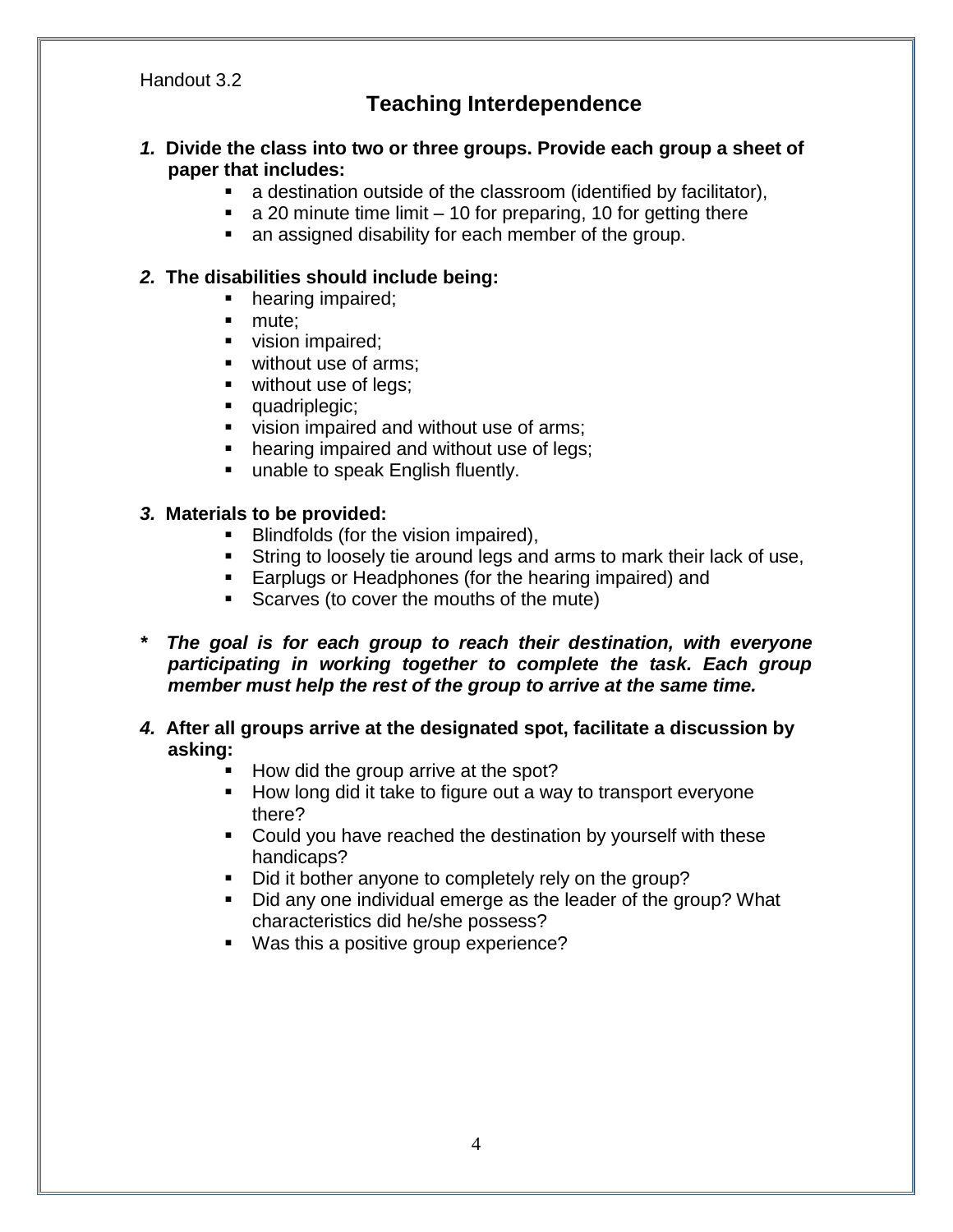Handout 3.2

# Teaching Interdependence

***1.*** **Divide the class into two or three groups. Provide each group a sheet of paper that includes:**

- a destination outside of the classroom (identified by facilitator),
- a 20 minute time limit – 10 for preparing, 10 for getting there
- an assigned disability for each member of the group.

***2.*** **The disabilities should include being:**

- hearing impaired;
- mute;
- vision impaired;
- without use of arms;
- without use of legs;
- quadriplegic;
- vision impaired and without use of arms;
- hearing impaired and without use of legs;
- unable to speak English fluently.

***3.*** **Materials to be provided:**

- Blindfolds (for the vision impaired),
- String to loosely tie around legs and arms to mark their lack of use,
- Earplugs or Headphones (for the hearing impaired) and
- Scarves (to cover the mouths of the mute)

***\* The goal is for each group to reach their destination, with everyone participating in working together to complete the task. Each group member must help the rest of the group to arrive at the same time.***

***4.*** **After all groups arrive at the designated spot, facilitate a discussion by asking:**

- How did the group arrive at the spot?
- How long did it take to figure out a way to transport everyone there?
- Could you have reached the destination by yourself with these handicaps?
- Did it bother anyone to completely rely on the group?
- Did any one individual emerge as the leader of the group? What characteristics did he/she possess?
- Was this a positive group experience?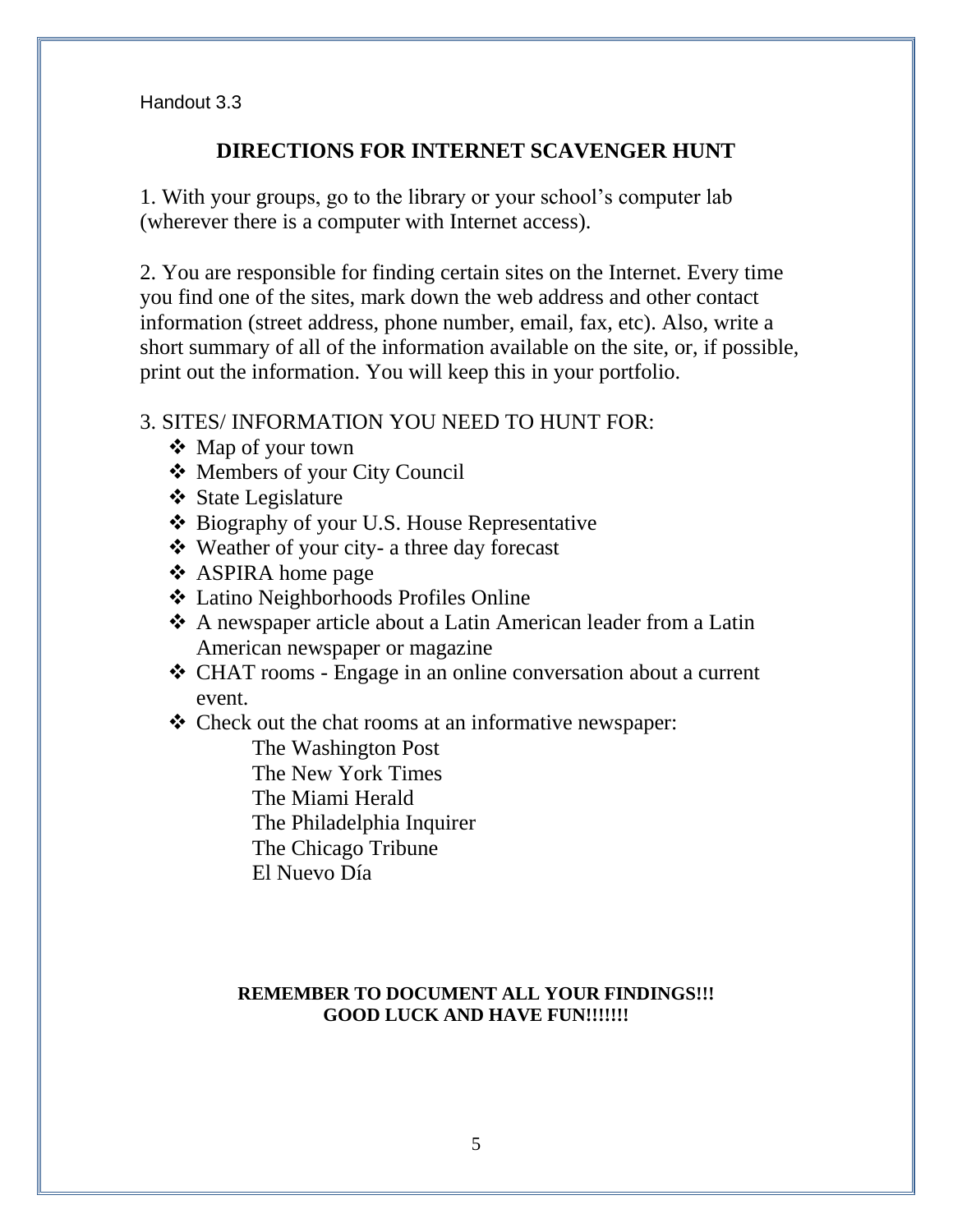Handout 3.3

## DIRECTIONS FOR INTERNET SCAVENGER HUNT

1. With your groups, go to the library or your school's computer lab (wherever there is a computer with Internet access).

2. You are responsible for finding certain sites on the Internet. Every time you find one of the sites, mark down the web address and other contact information (street address, phone number, email, fax, etc). Also, write a short summary of all of the information available on the site, or, if possible, print out the information. You will keep this in your portfolio.

3. SITES/ INFORMATION YOU NEED TO HUNT FOR:

- Map of your town
- Members of your City Council
- State Legislature
- Biography of your U.S. House Representative
- Weather of your city- a three day forecast
- ASPIRA home page
- Latino Neighborhoods Profiles Online
- A newspaper article about a Latin American leader from a Latin American newspaper or magazine
- CHAT rooms - Engage in an online conversation about a current event.
- Check out the chat rooms at an informative newspaper:
  - The Washington Post
  - The New York Times
  - The Miami Herald
  - The Philadelphia Inquirer
  - The Chicago Tribune
  - El Nuevo Día

**REMEMBER TO DOCUMENT ALL YOUR FINDINGS!!!**
**GOOD LUCK AND HAVE FUN!!!!!!!**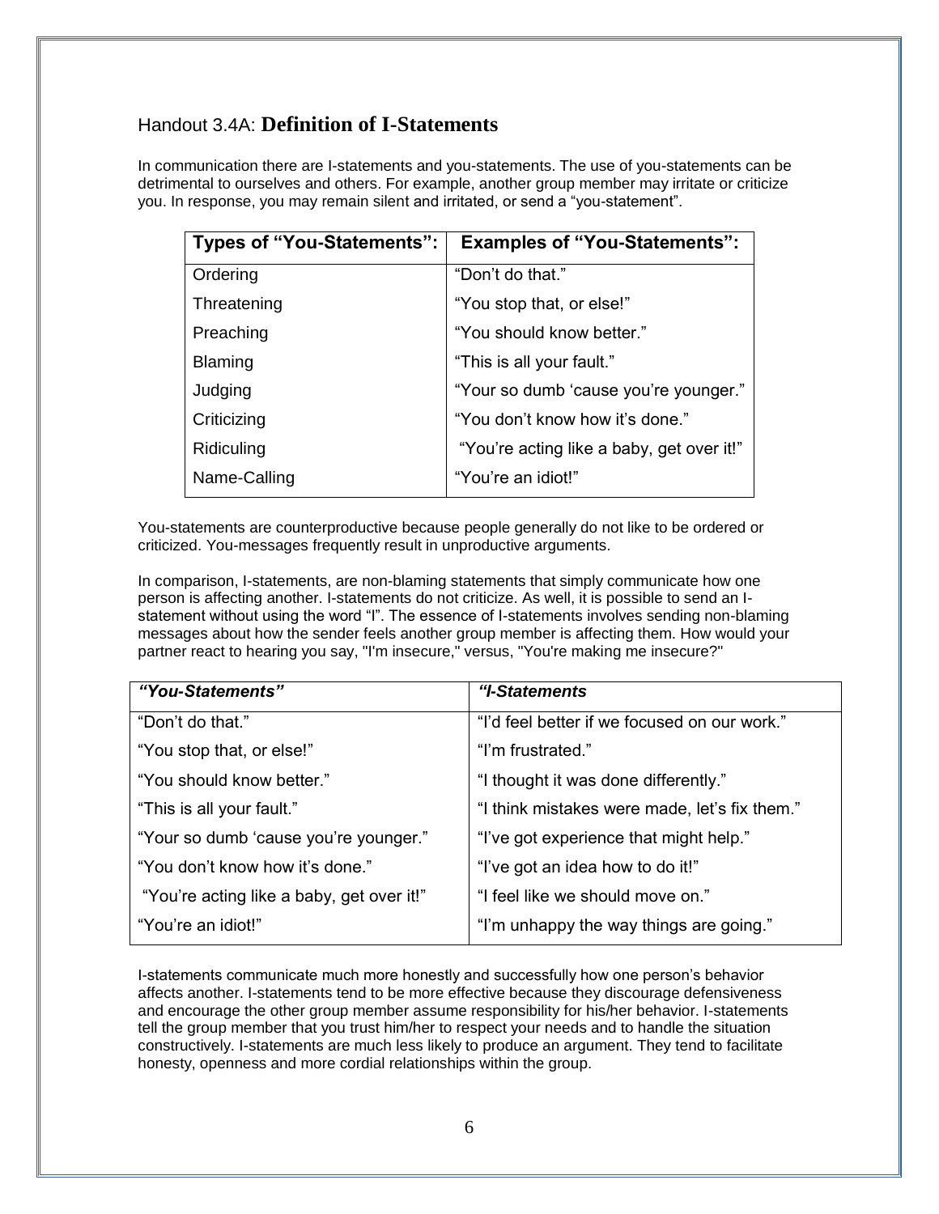## Handout 3.4A: **Definition of I-Statements**

In communication there are I-statements and you-statements. The use of you-statements can be detrimental to ourselves and others. For example, another group member may irritate or criticize you. In response, you may remain silent and irritated, or send a "you-statement".

| Types of "You-Statements": | Examples of "You-Statements": |
|---|---|
| Ordering | "Don't do that." |
| Threatening | "You stop that, or else!" |
| Preaching | "You should know better." |
| Blaming | "This is all your fault." |
| Judging | "Your so dumb 'cause you're younger." |
| Criticizing | "You don't know how it's done." |
| Ridiculing | "You're acting like a baby, get over it!" |
| Name-Calling | "You're an idiot!" |

You-statements are counterproductive because people generally do not like to be ordered or criticized. You-messages frequently result in unproductive arguments.

In comparison, I-statements, are non-blaming statements that simply communicate how one person is affecting another. I-statements do not criticize. As well, it is possible to send an I-statement without using the word "I". The essence of I-statements involves sending non-blaming messages about how the sender feels another group member is affecting them. How would your partner react to hearing you say, "I'm insecure," versus, "You're making me insecure?"

| ***"You-Statements"*** | ***"I-Statements*** |
|---|---|
| "Don't do that." | "I'd feel better if we focused on our work." |
| "You stop that, or else!" | "I'm frustrated." |
| "You should know better." | "I thought it was done differently." |
| "This is all your fault." | "I think mistakes were made, let's fix them." |
| "Your so dumb 'cause you're younger." | "I've got experience that might help." |
| "You don't know how it's done." | "I've got an idea how to do it!" |
| "You're acting like a baby, get over it!" | "I feel like we should move on." |
| "You're an idiot!" | "I'm unhappy the way things are going." |

I-statements communicate much more honestly and successfully how one person's behavior affects another. I-statements tend to be more effective because they discourage defensiveness and encourage the other group member assume responsibility for his/her behavior. I-statements tell the group member that you trust him/her to respect your needs and to handle the situation constructively. I-statements are much less likely to produce an argument. They tend to facilitate honesty, openness and more cordial relationships within the group.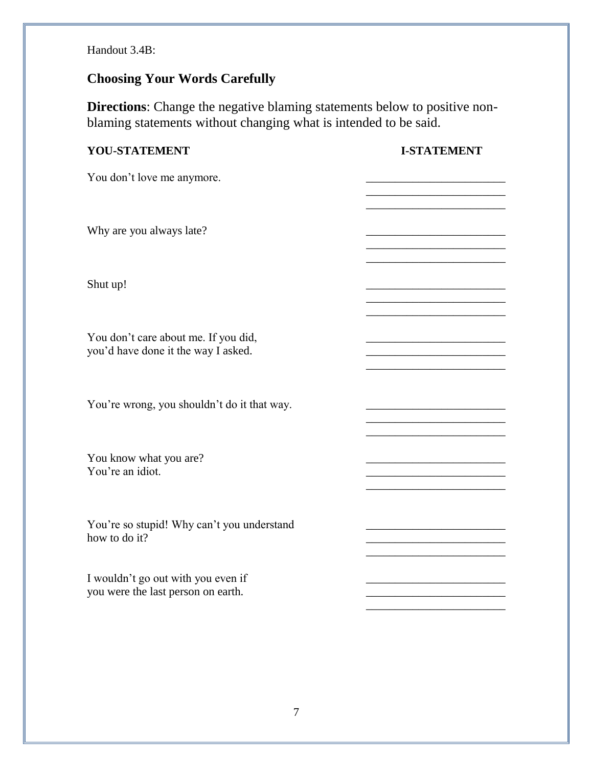Handout 3.4B:

## Choosing Your Words Carefully

**Directions**: Change the negative blaming statements below to positive non-blaming statements without changing what is intended to be said.

| YOU-STATEMENT | I-STATEMENT |
| --- | --- |
| You don't love me anymore. | ________________________ ________________________ ________________________ |
| Why are you always late? | ________________________ ________________________ ________________________ |
| Shut up! | ________________________ ________________________ ________________________ |
| You don't care about me. If you did, you'd have done it the way I asked. | ________________________ ________________________ ________________________ |
| You're wrong, you shouldn't do it that way. | ________________________ ________________________ ________________________ |
| You know what you are? You're an idiot. | ________________________ ________________________ ________________________ |
| You're so stupid! Why can't you understand how to do it? | ________________________ ________________________ ________________________ |
| I wouldn't go out with you even if you were the last person on earth. | ________________________ ________________________ ________________________ |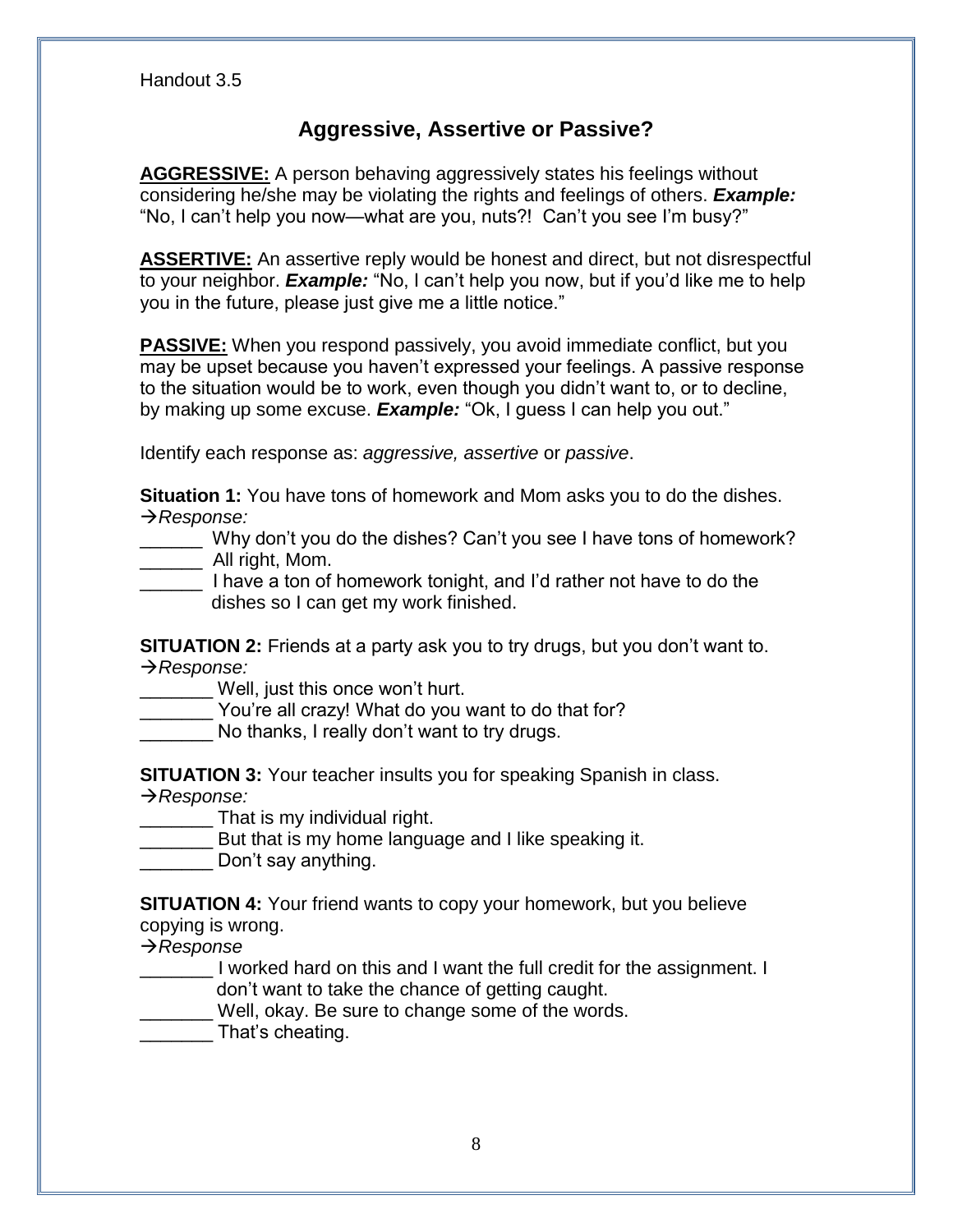Handout 3.5

## Aggressive, Assertive or Passive?

**AGGRESSIVE:** A person behaving aggressively states his feelings without considering he/she may be violating the rights and feelings of others. ***Example:*** "No, I can't help you now—what are you, nuts?! Can't you see I'm busy?"

**ASSERTIVE:** An assertive reply would be honest and direct, but not disrespectful to your neighbor. ***Example:*** "No, I can't help you now, but if you'd like me to help you in the future, please just give me a little notice."

**PASSIVE:** When you respond passively, you avoid immediate conflict, but you may be upset because you haven't expressed your feelings. A passive response to the situation would be to work, even though you didn't want to, or to decline, by making up some excuse. ***Example:*** "Ok, I guess I can help you out."

Identify each response as: *aggressive, assertive* or *passive*.

**Situation 1:** You have tons of homework and Mom asks you to do the dishes.
→*Response:*

______ Why don't you do the dishes? Can't you see I have tons of homework?
______ All right, Mom.
______ I have a ton of homework tonight, and I'd rather not have to do the dishes so I can get my work finished.

**SITUATION 2:** Friends at a party ask you to try drugs, but you don't want to.
→*Response:*

_______ Well, just this once won't hurt.
_______ You're all crazy! What do you want to do that for?
_______ No thanks, I really don't want to try drugs.

**SITUATION 3:** Your teacher insults you for speaking Spanish in class.
→*Response:*

_______ That is my individual right.
_______ But that is my home language and I like speaking it.
_______ Don't say anything.

**SITUATION 4:** Your friend wants to copy your homework, but you believe copying is wrong.
→*Response*

_______ I worked hard on this and I want the full credit for the assignment. I don't want to take the chance of getting caught.
_______ Well, okay. Be sure to change some of the words.
_______ That's cheating.